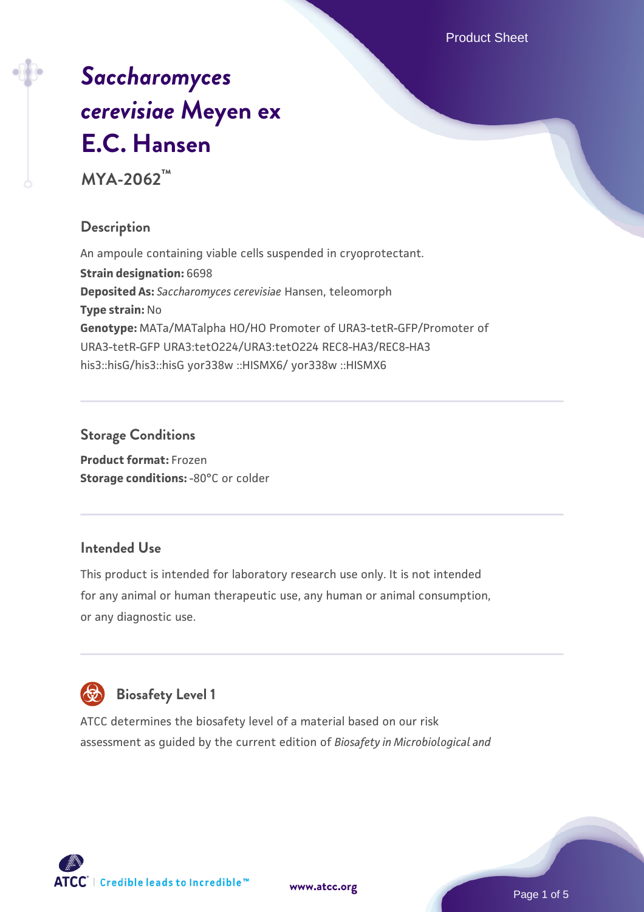# *Saccharomyces cerevisiae* Meyen ex E.C. Hansen

**MYA-2062™**

## Description

An ampoule containing viable cells suspended in cryoprotectant.

**Strain designation:** 6698

**Deposited As:** *Saccharomyces cerevisiae* Hansen, teleomorph

**Type strain:** No

**Genotype:** MATa/MATalpha HO/HO Promoter of URA3-tetR-GFP/Promoter of URA3-tetR-GFP URA3:tetO224/URA3:tetO224 REC8-HA3/REC8-HA3 his3::hisG/his3::hisG yor338w ::HISMX6/ yor338w ::HISMX6

## Storage Conditions

**Product format:** Frozen

**Storage conditions:** -80°C or colder

## Intended Use

This product is intended for laboratory research use only. It is not intended for any animal or human therapeutic use, any human or animal consumption, or any diagnostic use.

## Biosafety Level 1

ATCC determines the biosafety level of a material based on our risk assessment as guided by the current edition of *Biosafety in Microbiological and*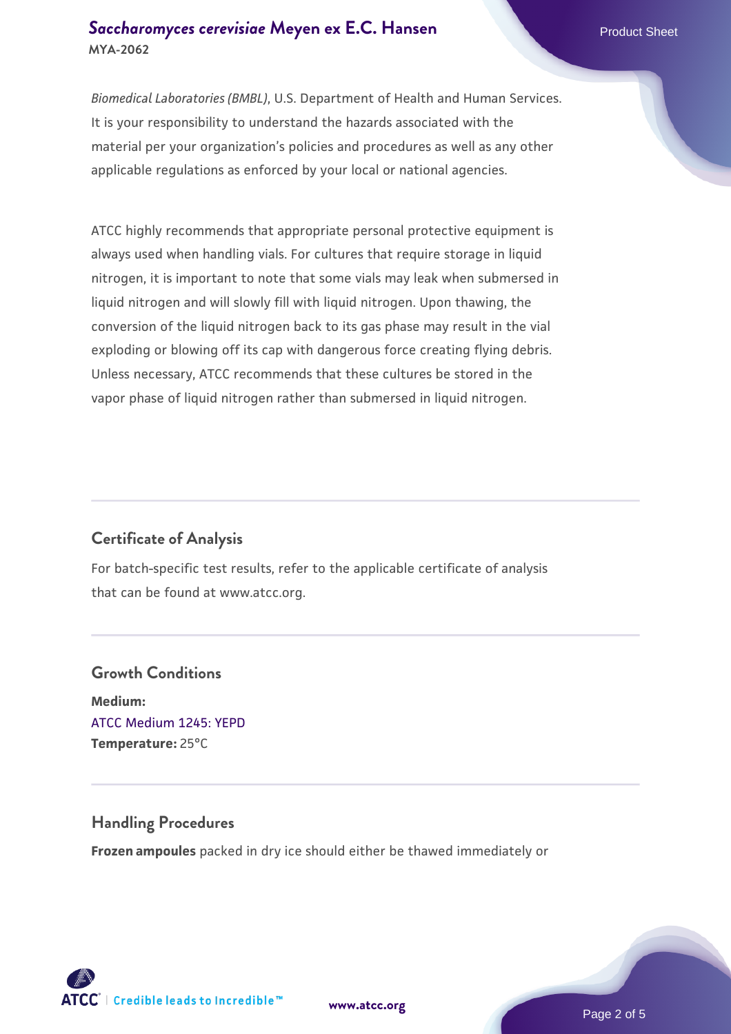*Biomedical Laboratories (BMBL)*, U.S. Department of Health and Human Services. It is your responsibility to understand the hazards associated with the material per your organization's policies and procedures as well as any other applicable regulations as enforced by your local or national agencies.

ATCC highly recommends that appropriate personal protective equipment is always used when handling vials. For cultures that require storage in liquid nitrogen, it is important to note that some vials may leak when submersed in liquid nitrogen and will slowly fill with liquid nitrogen. Upon thawing, the conversion of the liquid nitrogen back to its gas phase may result in the vial exploding or blowing off its cap with dangerous force creating flying debris. Unless necessary, ATCC recommends that these cultures be stored in the vapor phase of liquid nitrogen rather than submersed in liquid nitrogen.

## Certificate of Analysis

For batch-specific test results, refer to the applicable certificate of analysis that can be found at www.atcc.org.

## Growth Conditions

**Medium:**
ATCC Medium 1245: YEPD
**Temperature:** 25°C

## Handling Procedures

**Frozen ampoules** packed in dry ice should either be thawed immediately or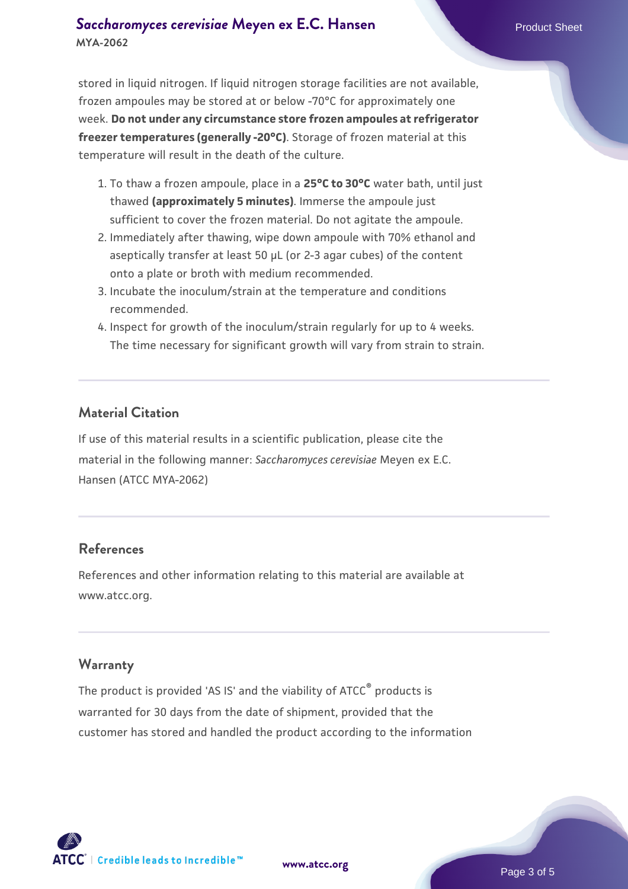stored in liquid nitrogen. If liquid nitrogen storage facilities are not available, frozen ampoules may be stored at or below -70°C for approximately one week. **Do not under any circumstance store frozen ampoules at refrigerator freezer temperatures (generally -20°C)**. Storage of frozen material at this temperature will result in the death of the culture.

1. To thaw a frozen ampoule, place in a **25°C to 30°C** water bath, until just thawed **(approximately 5 minutes)**. Immerse the ampoule just sufficient to cover the frozen material. Do not agitate the ampoule.
2. Immediately after thawing, wipe down ampoule with 70% ethanol and aseptically transfer at least 50 µL (or 2-3 agar cubes) of the content onto a plate or broth with medium recommended.
3. Incubate the inoculum/strain at the temperature and conditions recommended.
4. Inspect for growth of the inoculum/strain regularly for up to 4 weeks. The time necessary for significant growth will vary from strain to strain.

## Material Citation

If use of this material results in a scientific publication, please cite the material in the following manner: *Saccharomyces cerevisiae* Meyen ex E.C. Hansen (ATCC MYA-2062)

## References

References and other information relating to this material are available at www.atcc.org.

## Warranty

The product is provided 'AS IS' and the viability of ATCC® products is warranted for 30 days from the date of shipment, provided that the customer has stored and handled the product according to the information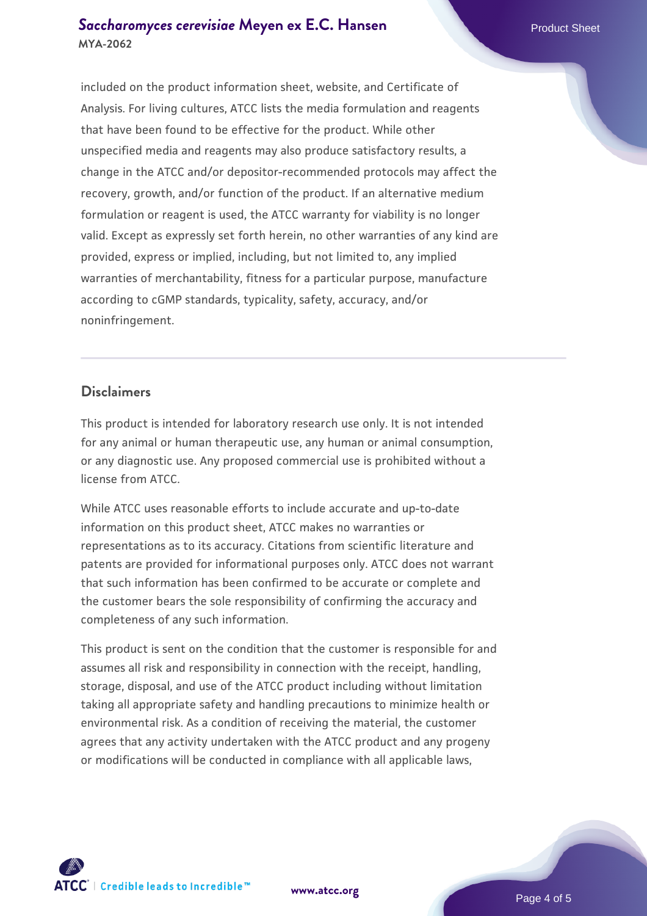included on the product information sheet, website, and Certificate of Analysis. For living cultures, ATCC lists the media formulation and reagents that have been found to be effective for the product. While other unspecified media and reagents may also produce satisfactory results, a change in the ATCC and/or depositor-recommended protocols may affect the recovery, growth, and/or function of the product. If an alternative medium formulation or reagent is used, the ATCC warranty for viability is no longer valid. Except as expressly set forth herein, no other warranties of any kind are provided, express or implied, including, but not limited to, any implied warranties of merchantability, fitness for a particular purpose, manufacture according to cGMP standards, typicality, safety, accuracy, and/or noninfringement.

## Disclaimers

This product is intended for laboratory research use only. It is not intended for any animal or human therapeutic use, any human or animal consumption, or any diagnostic use. Any proposed commercial use is prohibited without a license from ATCC.

While ATCC uses reasonable efforts to include accurate and up-to-date information on this product sheet, ATCC makes no warranties or representations as to its accuracy. Citations from scientific literature and patents are provided for informational purposes only. ATCC does not warrant that such information has been confirmed to be accurate or complete and the customer bears the sole responsibility of confirming the accuracy and completeness of any such information.

This product is sent on the condition that the customer is responsible for and assumes all risk and responsibility in connection with the receipt, handling, storage, disposal, and use of the ATCC product including without limitation taking all appropriate safety and handling precautions to minimize health or environmental risk. As a condition of receiving the material, the customer agrees that any activity undertaken with the ATCC product and any progeny or modifications will be conducted in compliance with all applicable laws,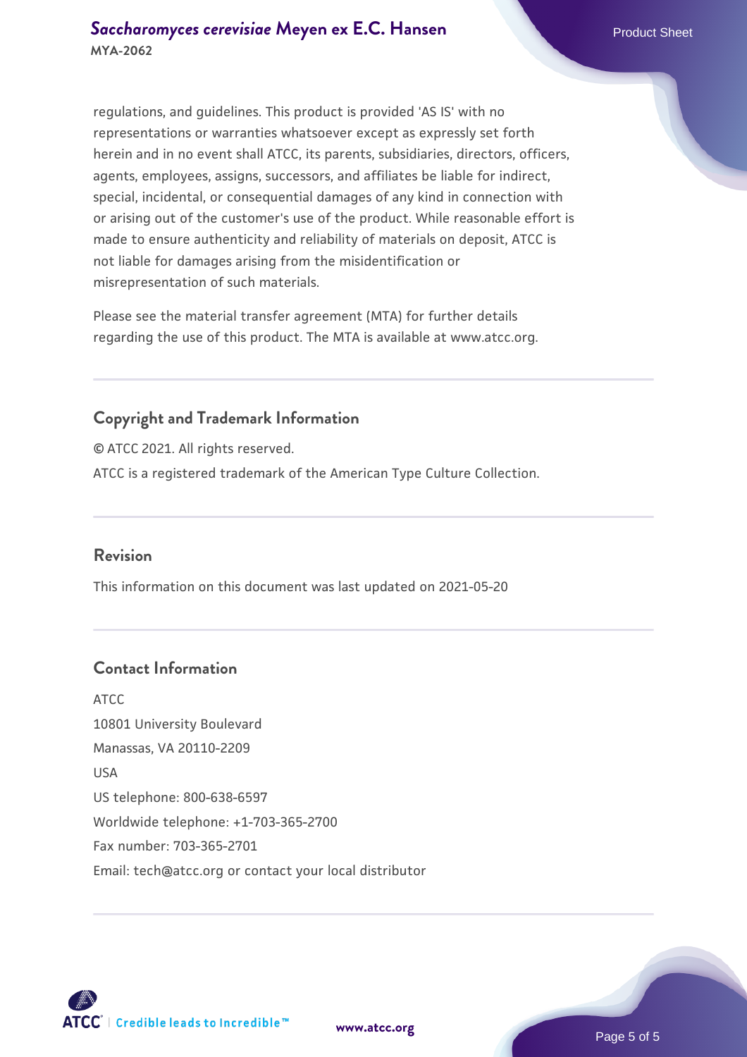regulations, and guidelines. This product is provided 'AS IS' with no representations or warranties whatsoever except as expressly set forth herein and in no event shall ATCC, its parents, subsidiaries, directors, officers, agents, employees, assigns, successors, and affiliates be liable for indirect, special, incidental, or consequential damages of any kind in connection with or arising out of the customer's use of the product. While reasonable effort is made to ensure authenticity and reliability of materials on deposit, ATCC is not liable for damages arising from the misidentification or misrepresentation of such materials.

Please see the material transfer agreement (MTA) for further details regarding the use of this product. The MTA is available at www.atcc.org.

## Copyright and Trademark Information

© ATCC 2021. All rights reserved.

ATCC is a registered trademark of the American Type Culture Collection.

## Revision

This information on this document was last updated on 2021-05-20

## Contact Information

ATCC
10801 University Boulevard
Manassas, VA 20110-2209
USA
US telephone: 800-638-6597
Worldwide telephone: +1-703-365-2700
Fax number: 703-365-2701
Email: tech@atcc.org or contact your local distributor